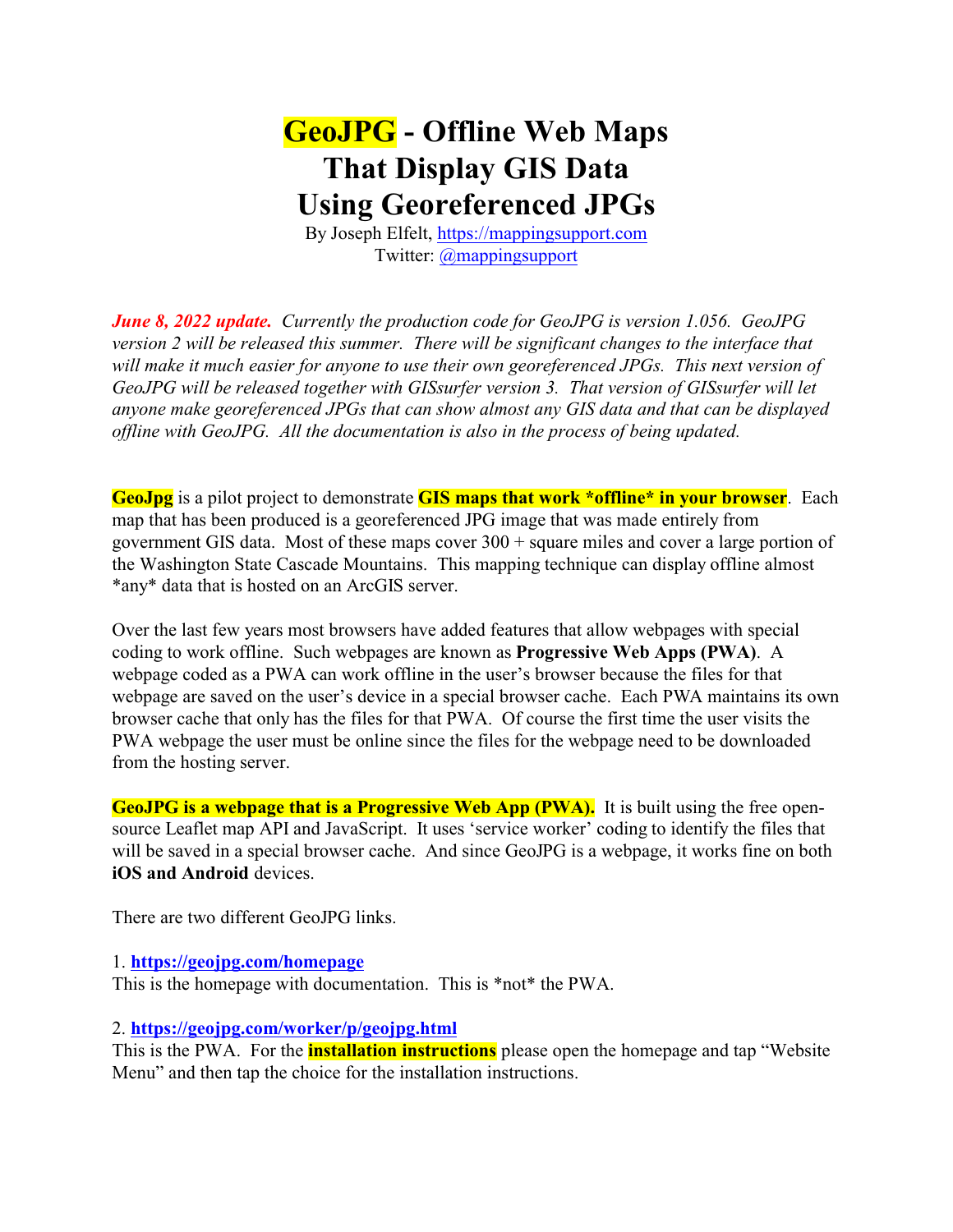# GeoJPG - Offline Web Maps That Display GIS Data Using Georeferenced JPGs

By Joseph Elfelt, https://mappingsupport.com
Twitter: @mappingsupport

***June 8, 2022 update.*** *Currently the production code for GeoJPG is version 1.056. GeoJPG version 2 will be released this summer. There will be significant changes to the interface that will make it much easier for anyone to use their own georeferenced JPGs. This next version of GeoJPG will be released together with GISsurfer version 3. That version of GISsurfer will let anyone make georeferenced JPGs that can show almost any GIS data and that can be displayed offline with GeoJPG. All the documentation is also in the process of being updated.*

**GeoJpg** is a pilot project to demonstrate **GIS maps that work *offline* in your browser**. Each map that has been produced is a georeferenced JPG image that was made entirely from government GIS data. Most of these maps cover 300 + square miles and cover a large portion of the Washington State Cascade Mountains. This mapping technique can display offline almost *any* data that is hosted on an ArcGIS server.

Over the last few years most browsers have added features that allow webpages with special coding to work offline. Such webpages are known as **Progressive Web Apps (PWA)**. A webpage coded as a PWA can work offline in the user's browser because the files for that webpage are saved on the user's device in a special browser cache. Each PWA maintains its own browser cache that only has the files for that PWA. Of course the first time the user visits the PWA webpage the user must be online since the files for the webpage need to be downloaded from the hosting server.

**GeoJPG is a webpage that is a Progressive Web App (PWA).** It is built using the free open-source Leaflet map API and JavaScript. It uses 'service worker' coding to identify the files that will be saved in a special browser cache. And since GeoJPG is a webpage, it works fine on both **iOS and Android** devices.

There are two different GeoJPG links.

1. **https://geojpg.com/homepage**
This is the homepage with documentation. This is *not* the PWA.

2. **https://geojpg.com/worker/p/geojpg.html**
This is the PWA. For the **installation instructions** please open the homepage and tap "Website Menu" and then tap the choice for the installation instructions.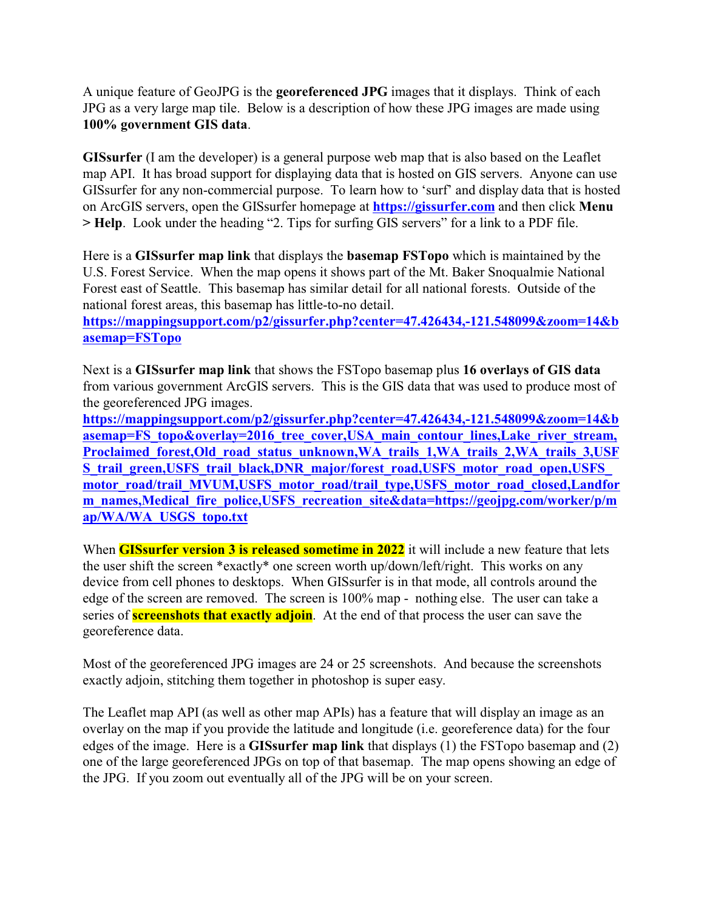A unique feature of GeoJPG is the **georeferenced JPG** images that it displays. Think of each JPG as a very large map tile. Below is a description of how these JPG images are made using **100% government GIS data**.

**GISsurfer** (I am the developer) is a general purpose web map that is also based on the Leaflet map API. It has broad support for displaying data that is hosted on GIS servers. Anyone can use GISsurfer for any non-commercial purpose. To learn how to 'surf' and display data that is hosted on ArcGIS servers, open the GISsurfer homepage at **https://gissurfer.com** and then click **Menu > Help**. Look under the heading "2. Tips for surfing GIS servers" for a link to a PDF file.

Here is a **GISsurfer map link** that displays the **basemap FSTopo** which is maintained by the U.S. Forest Service. When the map opens it shows part of the Mt. Baker Snoqualmie National Forest east of Seattle. This basemap has similar detail for all national forests. Outside of the national forest areas, this basemap has little-to-no detail.
**https://mappingsupport.com/p2/gissurfer.php?center=47.426434,-121.548099&zoom=14&basemap=FSTopo**

Next is a **GISsurfer map link** that shows the FSTopo basemap plus **16 overlays of GIS data** from various government ArcGIS servers. This is the GIS data that was used to produce most of the georeferenced JPG images.
**https://mappingsupport.com/p2/gissurfer.php?center=47.426434,-121.548099&zoom=14&basemap=FS_topo&overlay=2016_tree_cover,USA_main_contour_lines,Lake_river_stream,Proclaimed_forest,Old_road_status_unknown,WA_trails_1,WA_trails_2,WA_trails_3,USFS_trail_green,USFS_trail_black,DNR_major/forest_road,USFS_motor_road_open,USFS_motor_road/trail_MVUM,USFS_motor_road/trail_type,USFS_motor_road_closed,Landform_names,Medical_fire_police,USFS_recreation_site&data=https://geojpg.com/worker/p/map/WA/WA_USGS_topo.txt**

When **GISsurfer version 3 is released sometime in 2022** it will include a new feature that lets the user shift the screen *exactly* one screen worth up/down/left/right. This works on any device from cell phones to desktops. When GISsurfer is in that mode, all controls around the edge of the screen are removed. The screen is 100% map - nothing else. The user can take a series of **screenshots that exactly adjoin**. At the end of that process the user can save the georeference data.

Most of the georeferenced JPG images are 24 or 25 screenshots. And because the screenshots exactly adjoin, stitching them together in photoshop is super easy.

The Leaflet map API (as well as other map APIs) has a feature that will display an image as an overlay on the map if you provide the latitude and longitude (i.e. georeference data) for the four edges of the image. Here is a **GISsurfer map link** that displays (1) the FSTopo basemap and (2) one of the large georeferenced JPGs on top of that basemap. The map opens showing an edge of the JPG. If you zoom out eventually all of the JPG will be on your screen.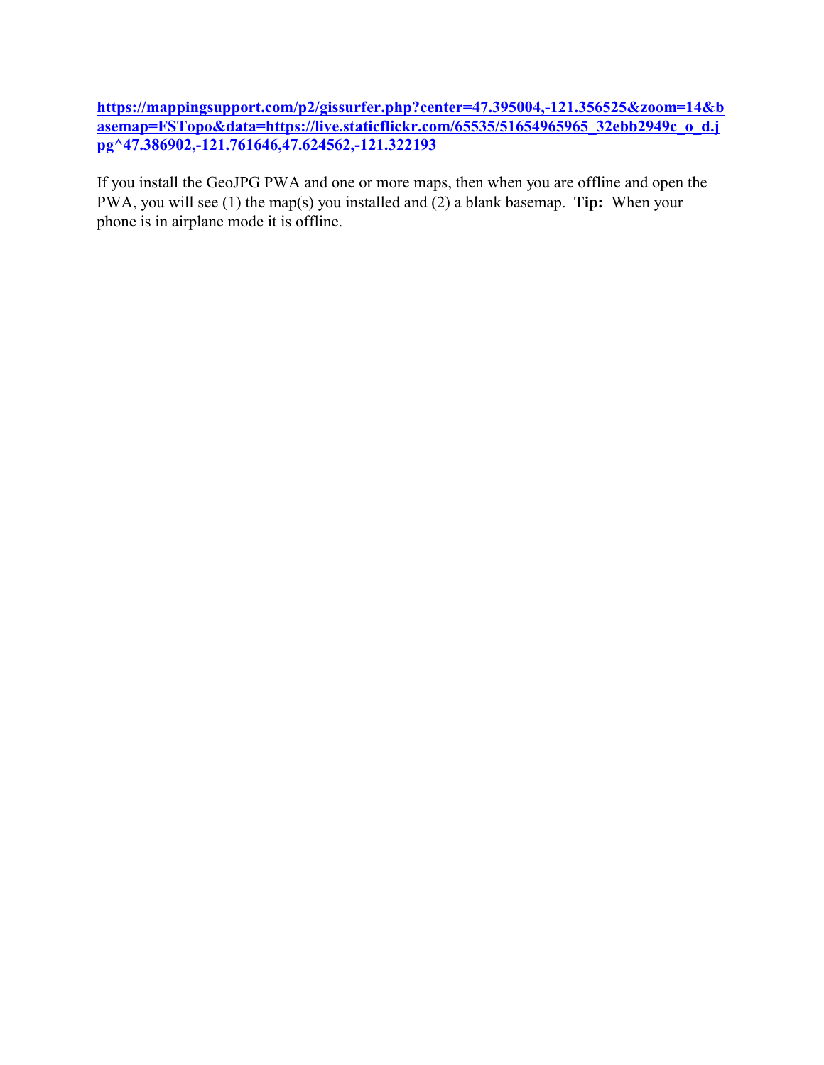**[https://mappingsupport.com/p2/gissurfer.php?center=47.395004,-121.356525&zoom=14&basemap=FSTopo&data=https://live.staticflickr.com/65535/51654965965_32ebb2949c_o_d.jpg^47.386902,-121.761646,47.624562,-121.322193](https://mappingsupport.com/p2/gissurfer.php?center=47.395004,-121.356525&zoom=14&basemap=FSTopo&data=https://live.staticflickr.com/65535/51654965965_32ebb2949c_o_d.jpg^47.386902,-121.761646,47.624562,-121.322193)**

If you install the GeoJPG PWA and one or more maps, then when you are offline and open the PWA, you will see (1) the map(s) you installed and (2) a blank basemap. **Tip:** When your phone is in airplane mode it is offline.